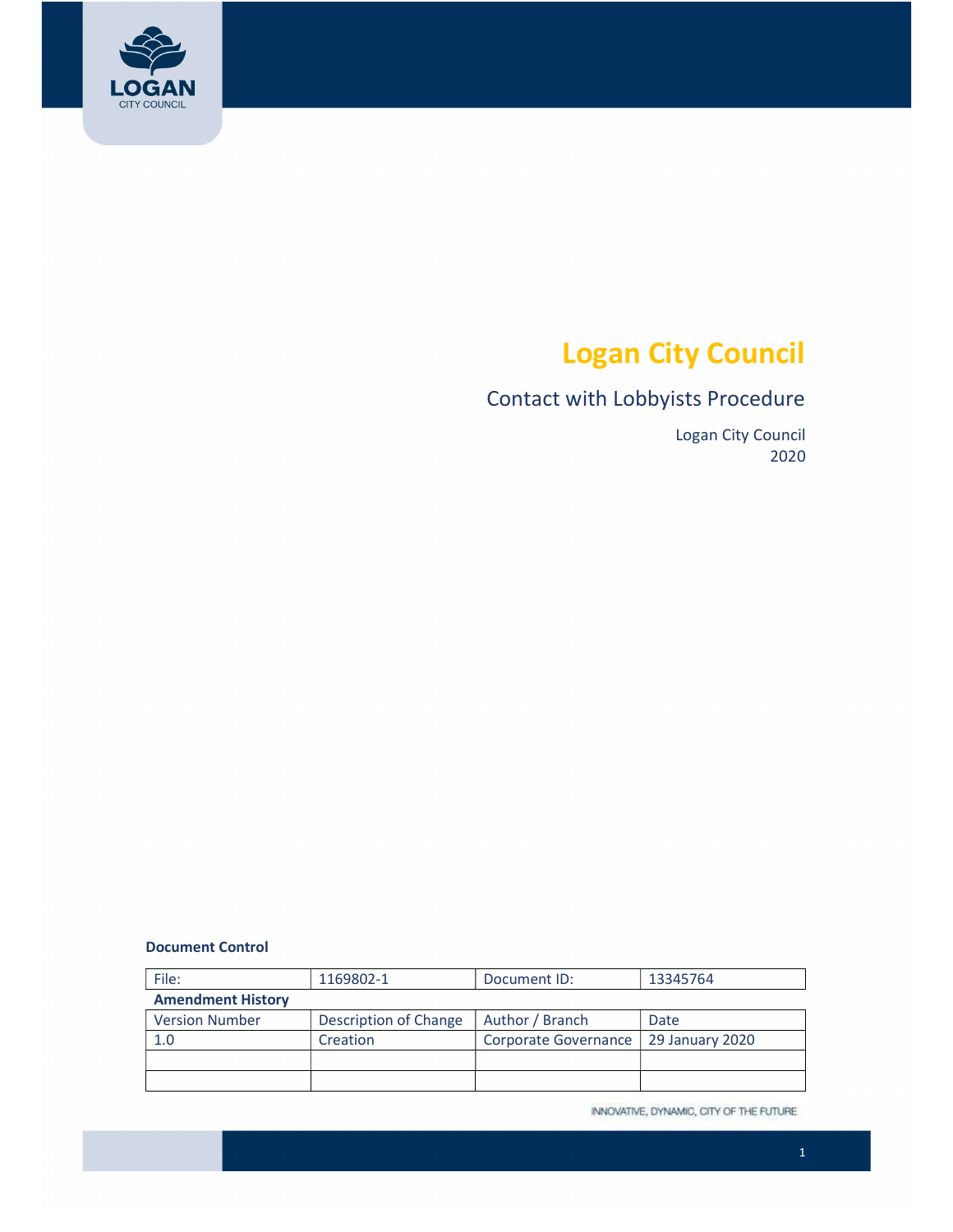# Logan City Council

## Contact with Lobbyists Procedure

Logan City Council
2020

**Document Control**

| File: | 1169802-1 | Document ID: | 13345764 |
|---|---|---|---|
| **Amendment History** | | | |
| Version Number | Description of Change | Author / Branch | Date |
| 1.0 | Creation | Corporate Governance | 29 January 2020 |
| | | | |
| | | | |

INNOVATIVE, DYNAMIC, CITY OF THE FUTURE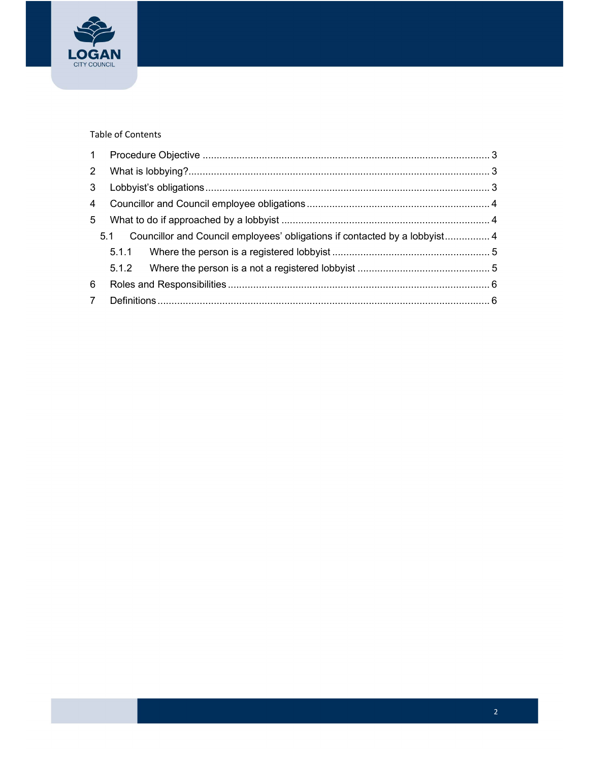Table of Contents

1 Procedure Objective ..... 3

2 What is lobbying? ..... 3

3 Lobbyist's obligations ..... 3

4 Councillor and Council employee obligations ..... 4

5 What to do if approached by a lobbyist ..... 4

  5.1 Councillor and Council employees' obligations if contacted by a lobbyist ..... 4

    5.1.1 Where the person is a registered lobbyist ..... 5

    5.1.2 Where the person is a not a registered lobbyist ..... 5

6 Roles and Responsibilities ..... 6

7 Definitions ..... 6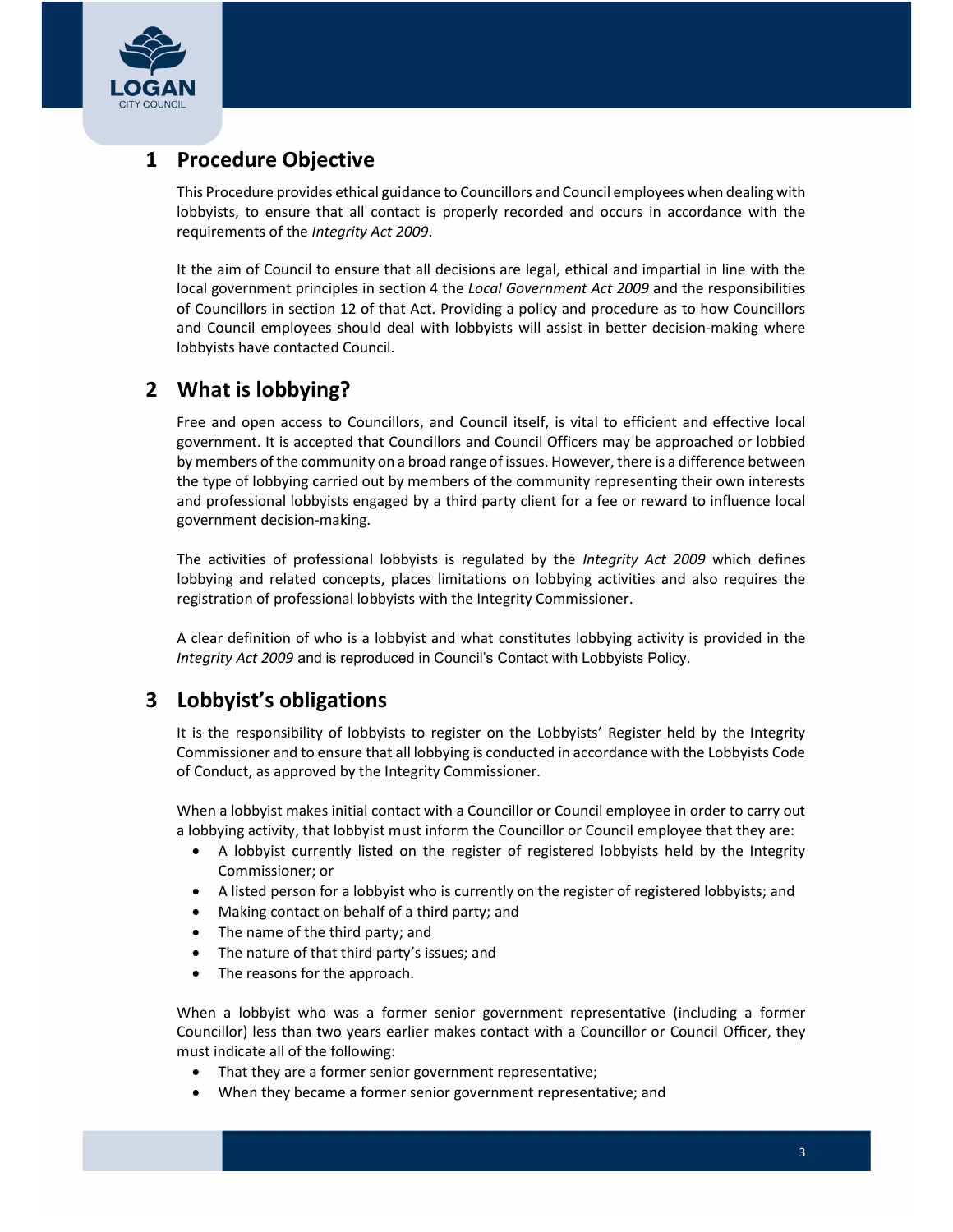## 1 Procedure Objective

This Procedure provides ethical guidance to Councillors and Council employees when dealing with lobbyists, to ensure that all contact is properly recorded and occurs in accordance with the requirements of the *Integrity Act 2009*.

It the aim of Council to ensure that all decisions are legal, ethical and impartial in line with the local government principles in section 4 the *Local Government Act 2009* and the responsibilities of Councillors in section 12 of that Act. Providing a policy and procedure as to how Councillors and Council employees should deal with lobbyists will assist in better decision-making where lobbyists have contacted Council.

## 2 What is lobbying?

Free and open access to Councillors, and Council itself, is vital to efficient and effective local government. It is accepted that Councillors and Council Officers may be approached or lobbied by members of the community on a broad range of issues. However, there is a difference between the type of lobbying carried out by members of the community representing their own interests and professional lobbyists engaged by a third party client for a fee or reward to influence local government decision-making.

The activities of professional lobbyists is regulated by the *Integrity Act 2009* which defines lobbying and related concepts, places limitations on lobbying activities and also requires the registration of professional lobbyists with the Integrity Commissioner.

A clear definition of who is a lobbyist and what constitutes lobbying activity is provided in the *Integrity Act 2009* and is reproduced in Council's Contact with Lobbyists Policy.

## 3 Lobbyist's obligations

It is the responsibility of lobbyists to register on the Lobbyists' Register held by the Integrity Commissioner and to ensure that all lobbying is conducted in accordance with the Lobbyists Code of Conduct, as approved by the Integrity Commissioner.

When a lobbyist makes initial contact with a Councillor or Council employee in order to carry out a lobbying activity, that lobbyist must inform the Councillor or Council employee that they are:

- A lobbyist currently listed on the register of registered lobbyists held by the Integrity Commissioner; or
- A listed person for a lobbyist who is currently on the register of registered lobbyists; and
- Making contact on behalf of a third party; and
- The name of the third party; and
- The nature of that third party's issues; and
- The reasons for the approach.

When a lobbyist who was a former senior government representative (including a former Councillor) less than two years earlier makes contact with a Councillor or Council Officer, they must indicate all of the following:

- That they are a former senior government representative;
- When they became a former senior government representative; and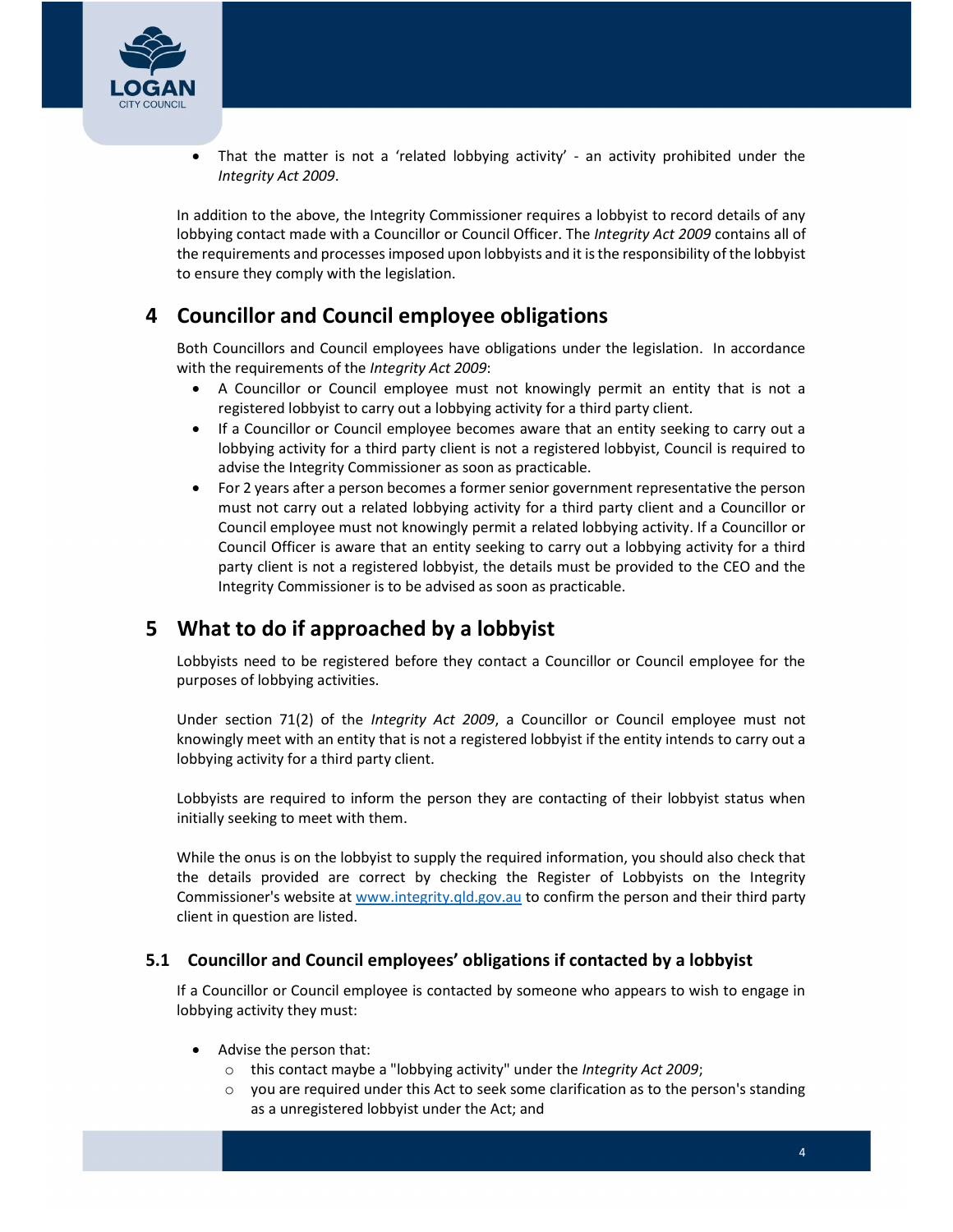- That the matter is not a 'related lobbying activity' - an activity prohibited under the *Integrity Act 2009*.

In addition to the above, the Integrity Commissioner requires a lobbyist to record details of any lobbying contact made with a Councillor or Council Officer. The *Integrity Act 2009* contains all of the requirements and processes imposed upon lobbyists and it is the responsibility of the lobbyist to ensure they comply with the legislation.

# 4 Councillor and Council employee obligations

Both Councillors and Council employees have obligations under the legislation. In accordance with the requirements of the *Integrity Act 2009*:

- A Councillor or Council employee must not knowingly permit an entity that is not a registered lobbyist to carry out a lobbying activity for a third party client.
- If a Councillor or Council employee becomes aware that an entity seeking to carry out a lobbying activity for a third party client is not a registered lobbyist, Council is required to advise the Integrity Commissioner as soon as practicable.
- For 2 years after a person becomes a former senior government representative the person must not carry out a related lobbying activity for a third party client and a Councillor or Council employee must not knowingly permit a related lobbying activity. If a Councillor or Council Officer is aware that an entity seeking to carry out a lobbying activity for a third party client is not a registered lobbyist, the details must be provided to the CEO and the Integrity Commissioner is to be advised as soon as practicable.

# 5 What to do if approached by a lobbyist

Lobbyists need to be registered before they contact a Councillor or Council employee for the purposes of lobbying activities.

Under section 71(2) of the *Integrity Act 2009*, a Councillor or Council employee must not knowingly meet with an entity that is not a registered lobbyist if the entity intends to carry out a lobbying activity for a third party client.

Lobbyists are required to inform the person they are contacting of their lobbyist status when initially seeking to meet with them.

While the onus is on the lobbyist to supply the required information, you should also check that the details provided are correct by checking the Register of Lobbyists on the Integrity Commissioner's website at [www.integrity.qld.gov.au](http://www.integrity.qld.gov.au) to confirm the person and their third party client in question are listed.

## 5.1 Councillor and Council employees' obligations if contacted by a lobbyist

If a Councillor or Council employee is contacted by someone who appears to wish to engage in lobbying activity they must:

- Advise the person that:
  - this contact maybe a "lobbying activity" under the *Integrity Act 2009*;
  - you are required under this Act to seek some clarification as to the person's standing as a unregistered lobbyist under the Act; and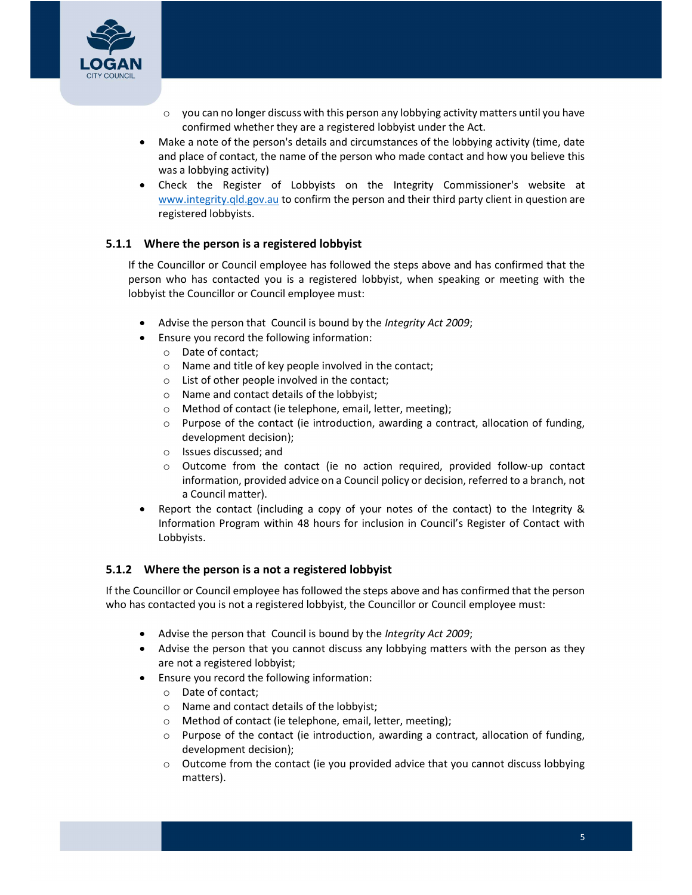- you can no longer discuss with this person any lobbying activity matters until you have confirmed whether they are a registered lobbyist under the Act.
- Make a note of the person's details and circumstances of the lobbying activity (time, date and place of contact, the name of the person who made contact and how you believe this was a lobbying activity)
- Check the Register of Lobbyists on the Integrity Commissioner's website at [www.integrity.qld.gov.au](http://www.integrity.qld.gov.au) to confirm the person and their third party client in question are registered lobbyists.

### 5.1.1 Where the person is a registered lobbyist

If the Councillor or Council employee has followed the steps above and has confirmed that the person who has contacted you is a registered lobbyist, when speaking or meeting with the lobbyist the Councillor or Council employee must:

- Advise the person that Council is bound by the *Integrity Act 2009*;
- Ensure you record the following information:
  - Date of contact;
  - Name and title of key people involved in the contact;
  - List of other people involved in the contact;
  - Name and contact details of the lobbyist;
  - Method of contact (ie telephone, email, letter, meeting);
  - Purpose of the contact (ie introduction, awarding a contract, allocation of funding, development decision);
  - Issues discussed; and
  - Outcome from the contact (ie no action required, provided follow-up contact information, provided advice on a Council policy or decision, referred to a branch, not a Council matter).
- Report the contact (including a copy of your notes of the contact) to the Integrity & Information Program within 48 hours for inclusion in Council's Register of Contact with Lobbyists.

### 5.1.2 Where the person is a not a registered lobbyist

If the Councillor or Council employee has followed the steps above and has confirmed that the person who has contacted you is not a registered lobbyist, the Councillor or Council employee must:

- Advise the person that Council is bound by the *Integrity Act 2009*;
- Advise the person that you cannot discuss any lobbying matters with the person as they are not a registered lobbyist;
- Ensure you record the following information:
  - Date of contact;
  - Name and contact details of the lobbyist;
  - Method of contact (ie telephone, email, letter, meeting);
  - Purpose of the contact (ie introduction, awarding a contract, allocation of funding, development decision);
  - Outcome from the contact (ie you provided advice that you cannot discuss lobbying matters).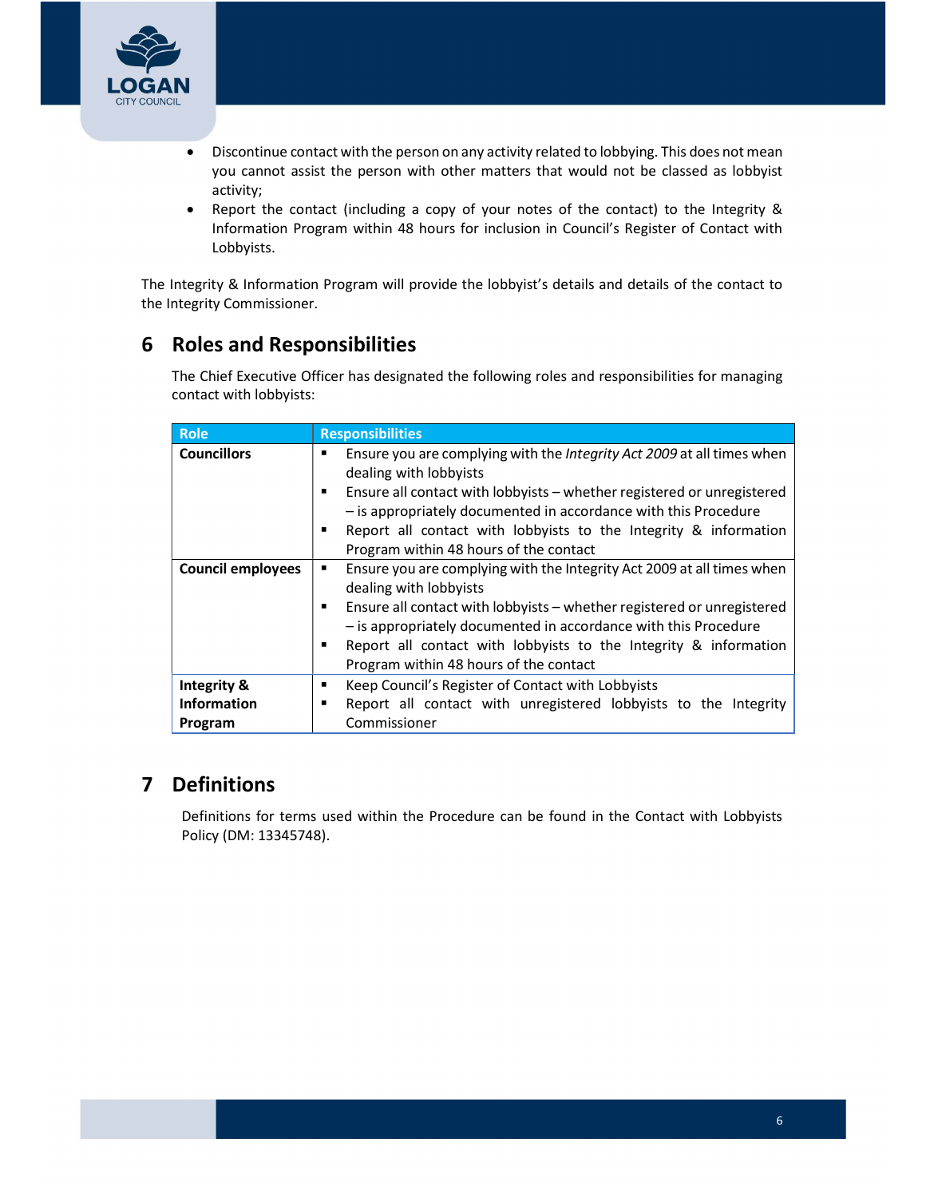- Discontinue contact with the person on any activity related to lobbying. This does not mean you cannot assist the person with other matters that would not be classed as lobbyist activity;
- Report the contact (including a copy of your notes of the contact) to the Integrity & Information Program within 48 hours for inclusion in Council's Register of Contact with Lobbyists.

The Integrity & Information Program will provide the lobbyist's details and details of the contact to the Integrity Commissioner.

## 6 Roles and Responsibilities

The Chief Executive Officer has designated the following roles and responsibilities for managing contact with lobbyists:

| Role | Responsibilities |
|---|---|
| **Councillors** | ▪ Ensure you are complying with the *Integrity Act 2009* at all times when dealing with lobbyists<br>▪ Ensure all contact with lobbyists – whether registered or unregistered – is appropriately documented in accordance with this Procedure<br>▪ Report all contact with lobbyists to the Integrity & information Program within 48 hours of the contact |
| **Council employees** | ▪ Ensure you are complying with the Integrity Act 2009 at all times when dealing with lobbyists<br>▪ Ensure all contact with lobbyists – whether registered or unregistered – is appropriately documented in accordance with this Procedure<br>▪ Report all contact with lobbyists to the Integrity & information Program within 48 hours of the contact |
| **Integrity & Information Program** | ▪ Keep Council's Register of Contact with Lobbyists<br>▪ Report all contact with unregistered lobbyists to the Integrity Commissioner |

## 7 Definitions

Definitions for terms used within the Procedure can be found in the Contact with Lobbyists Policy (DM: 13345748).